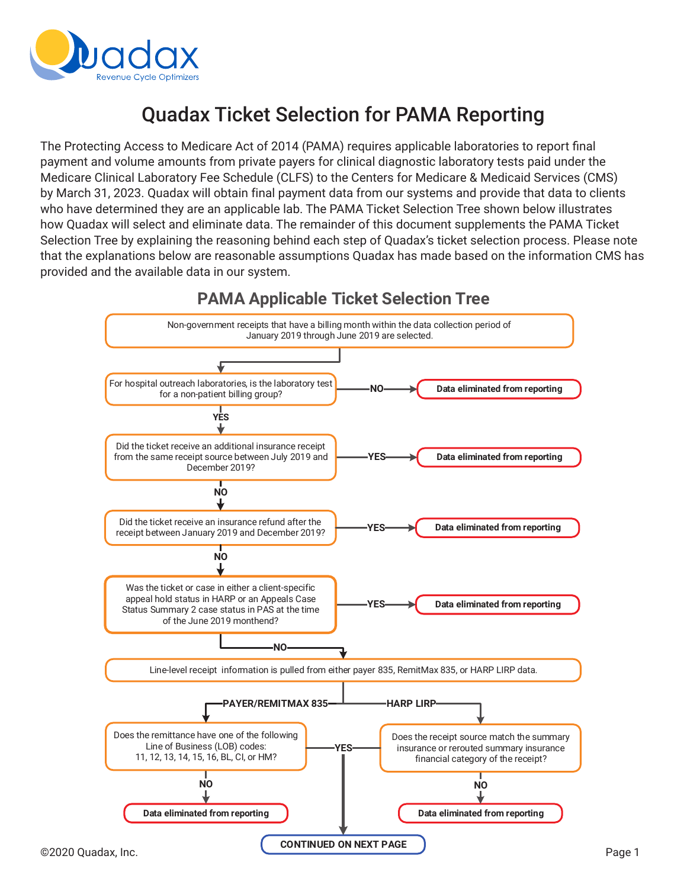# Quadax Ticket Selection for PAMA Reporting

The Protecting Access to Medicare Act of 2014 (PAMA) requires applicable laboratories to report final payment and volume amounts from private payers for clinical diagnostic laboratory tests paid under the Medicare Clinical Laboratory Fee Schedule (CLFS) to the Centers for Medicare & Medicaid Services (CMS) by March 31, 2023. Quadax will obtain final payment data from our systems and provide that data to clients who have determined they are an applicable lab. The PAMA Ticket Selection Tree shown below illustrates how Quadax will select and eliminate data. The remainder of this document supplements the PAMA Ticket Selection Tree by explaining the reasoning behind each step of Quadax's ticket selection process. Please note that the explanations below are reasonable assumptions Quadax has made based on the information CMS has provided and the available data in our system.

## PAMA Applicable Ticket Selection Tree

Non-government receipts that have a billing month within the data collection period of January 2019 through June 2019 are selected.

For hospital outreach laboratories, is the laboratory test for a non-patient billing group?
- NO → Data eliminated from reporting
- YES ↓

Did the ticket receive an additional insurance receipt from the same receipt source between July 2019 and December 2019?
- YES → Data eliminated from reporting
- NO ↓

Did the ticket receive an insurance refund after the receipt between January 2019 and December 2019?
- YES → Data eliminated from reporting
- NO ↓

Was the ticket or case in either a client-specific appeal hold status in HARP or an Appeals Case Status Summary 2 case status in PAS at the time of the June 2019 monthend?
- YES → Data eliminated from reporting
- NO ↓

Line-level receipt information is pulled from either payer 835, RemitMax 835, or HARP LIRP data.

- PAYER/REMITMAX 835 → Does the remittance have one of the following Line of Business (LOB) codes: 11, 12, 13, 14, 15, 16, BL, CI, or HM?
  - NO → Data eliminated from reporting
  - YES → CONTINUED ON NEXT PAGE
- HARP LIRP → Does the receipt source match the summary insurance or rerouted summary insurance financial category of the receipt?
  - NO → Data eliminated from reporting
  - YES → CONTINUED ON NEXT PAGE

©2020 Quadax, Inc.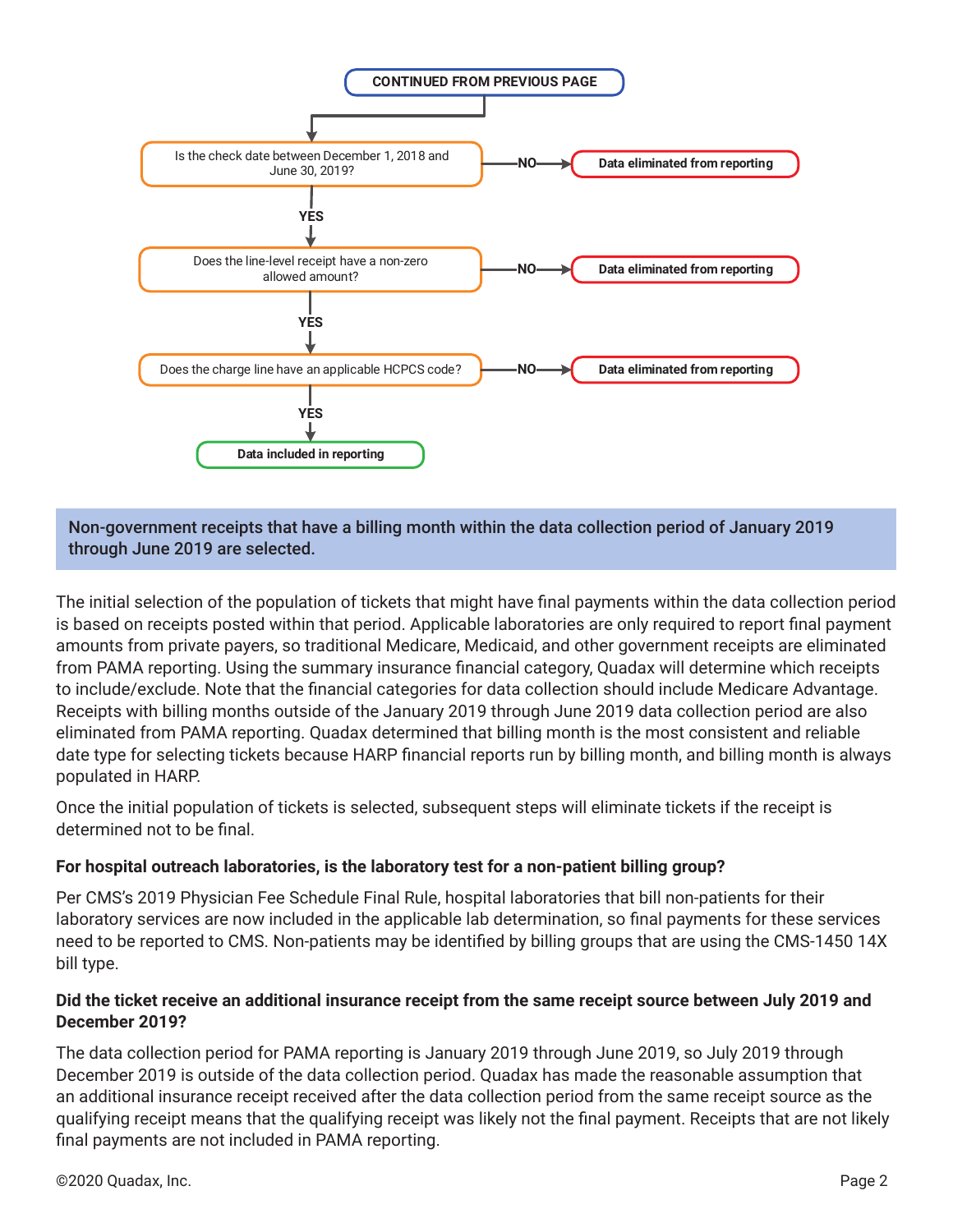**CONTINUED FROM PREVIOUS PAGE**

- Is the check date between December 1, 2018 and June 30, 2019?
  - NO → **Data eliminated from reporting**
  - YES ↓
- Does the line-level receipt have a non-zero allowed amount?
  - NO → **Data eliminated from reporting**
  - YES ↓
- Does the charge line have an applicable HCPCS code?
  - NO → **Data eliminated from reporting**
  - YES → **Data included in reporting**

**Non-government receipts that have a billing month within the data collection period of January 2019 through June 2019 are selected.**

The initial selection of the population of tickets that might have final payments within the data collection period is based on receipts posted within that period. Applicable laboratories are only required to report final payment amounts from private payers, so traditional Medicare, Medicaid, and other government receipts are eliminated from PAMA reporting. Using the summary insurance financial category, Quadax will determine which receipts to include/exclude. Note that the financial categories for data collection should include Medicare Advantage. Receipts with billing months outside of the January 2019 through June 2019 data collection period are also eliminated from PAMA reporting. Quadax determined that billing month is the most consistent and reliable date type for selecting tickets because HARP financial reports run by billing month, and billing month is always populated in HARP.

Once the initial population of tickets is selected, subsequent steps will eliminate tickets if the receipt is determined not to be final.

**For hospital outreach laboratories, is the laboratory test for a non-patient billing group?**

Per CMS's 2019 Physician Fee Schedule Final Rule, hospital laboratories that bill non-patients for their laboratory services are now included in the applicable lab determination, so final payments for these services need to be reported to CMS. Non-patients may be identified by billing groups that are using the CMS-1450 14X bill type.

**Did the ticket receive an additional insurance receipt from the same receipt source between July 2019 and December 2019?**

The data collection period for PAMA reporting is January 2019 through June 2019, so July 2019 through December 2019 is outside of the data collection period. Quadax has made the reasonable assumption that an additional insurance receipt received after the data collection period from the same receipt source as the qualifying receipt means that the qualifying receipt was likely not the final payment. Receipts that are not likely final payments are not included in PAMA reporting.

©2020 Quadax, Inc.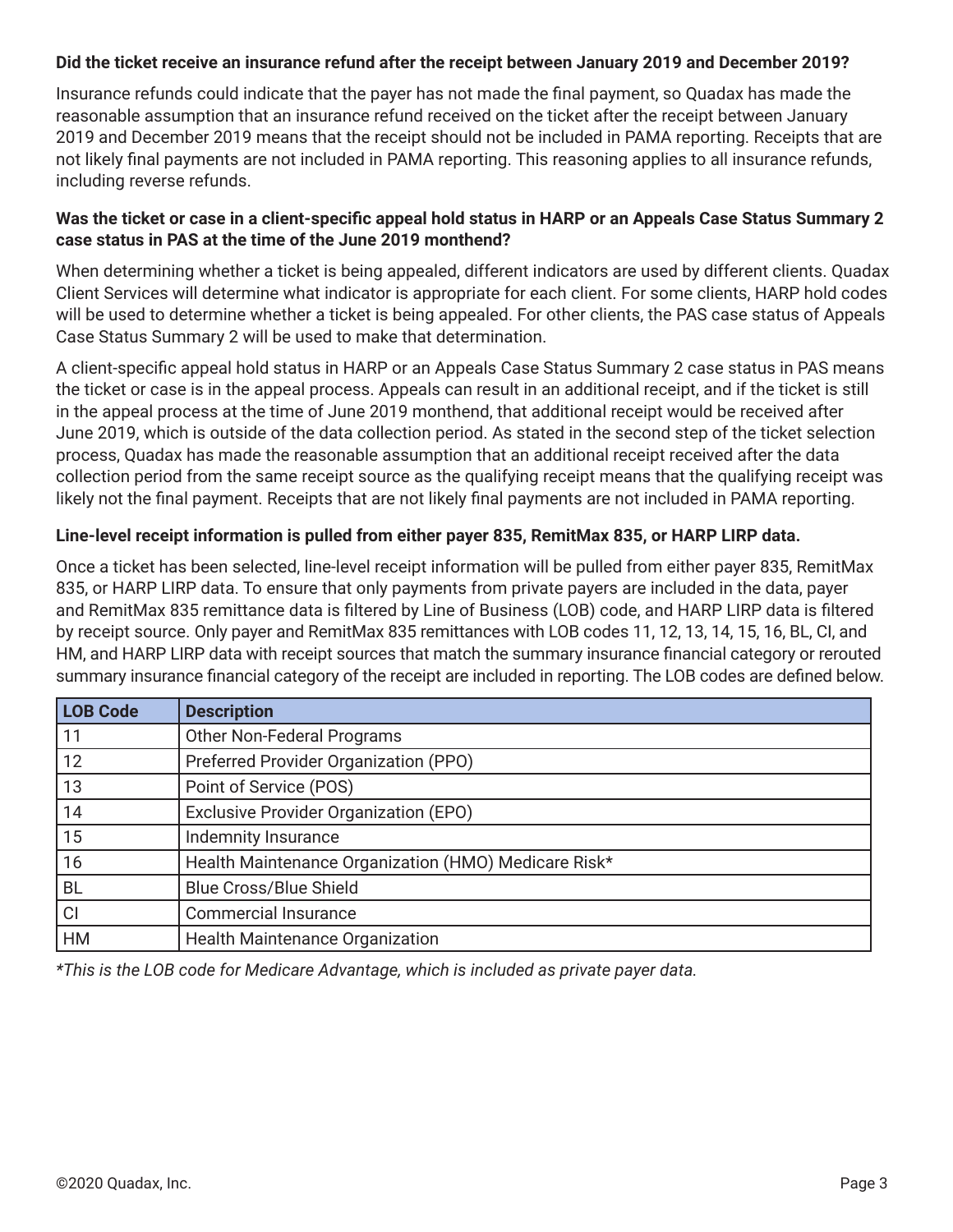**Did the ticket receive an insurance refund after the receipt between January 2019 and December 2019?**

Insurance refunds could indicate that the payer has not made the final payment, so Quadax has made the reasonable assumption that an insurance refund received on the ticket after the receipt between January 2019 and December 2019 means that the receipt should not be included in PAMA reporting. Receipts that are not likely final payments are not included in PAMA reporting. This reasoning applies to all insurance refunds, including reverse refunds.

**Was the ticket or case in a client-specific appeal hold status in HARP or an Appeals Case Status Summary 2 case status in PAS at the time of the June 2019 monthend?**

When determining whether a ticket is being appealed, different indicators are used by different clients. Quadax Client Services will determine what indicator is appropriate for each client. For some clients, HARP hold codes will be used to determine whether a ticket is being appealed. For other clients, the PAS case status of Appeals Case Status Summary 2 will be used to make that determination.

A client-specific appeal hold status in HARP or an Appeals Case Status Summary 2 case status in PAS means the ticket or case is in the appeal process. Appeals can result in an additional receipt, and if the ticket is still in the appeal process at the time of June 2019 monthend, that additional receipt would be received after June 2019, which is outside of the data collection period. As stated in the second step of the ticket selection process, Quadax has made the reasonable assumption that an additional receipt received after the data collection period from the same receipt source as the qualifying receipt means that the qualifying receipt was likely not the final payment. Receipts that are not likely final payments are not included in PAMA reporting.

**Line-level receipt information is pulled from either payer 835, RemitMax 835, or HARP LIRP data.**

Once a ticket has been selected, line-level receipt information will be pulled from either payer 835, RemitMax 835, or HARP LIRP data. To ensure that only payments from private payers are included in the data, payer and RemitMax 835 remittance data is filtered by Line of Business (LOB) code, and HARP LIRP data is filtered by receipt source. Only payer and RemitMax 835 remittances with LOB codes 11, 12, 13, 14, 15, 16, BL, CI, and HM, and HARP LIRP data with receipt sources that match the summary insurance financial category or rerouted summary insurance financial category of the receipt are included in reporting. The LOB codes are defined below.

| LOB Code | Description |
|---|---|
| 11 | Other Non-Federal Programs |
| 12 | Preferred Provider Organization (PPO) |
| 13 | Point of Service (POS) |
| 14 | Exclusive Provider Organization (EPO) |
| 15 | Indemnity Insurance |
| 16 | Health Maintenance Organization (HMO) Medicare Risk* |
| BL | Blue Cross/Blue Shield |
| CI | Commercial Insurance |
| HM | Health Maintenance Organization |

*\*This is the LOB code for Medicare Advantage, which is included as private payer data.*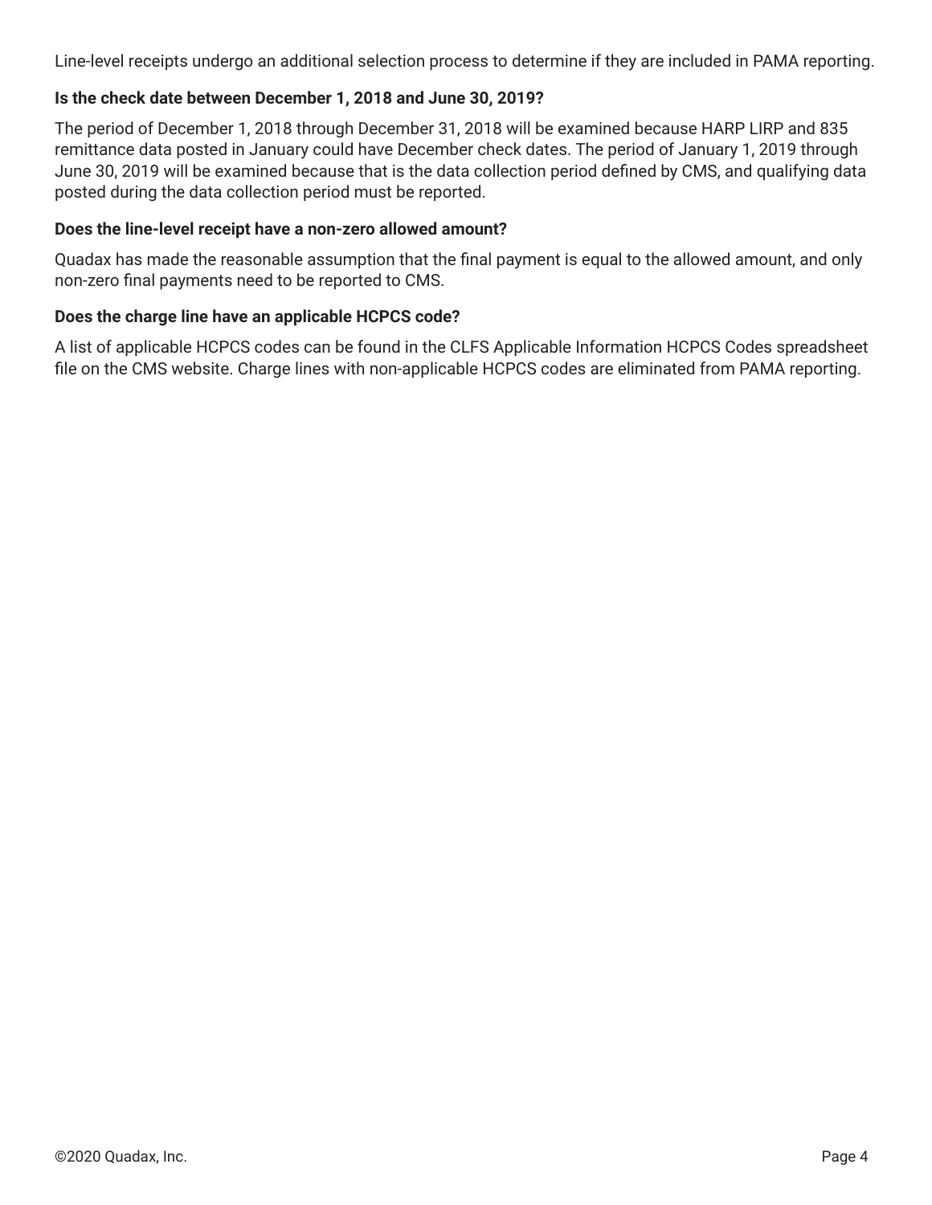Line-level receipts undergo an additional selection process to determine if they are included in PAMA reporting.

**Is the check date between December 1, 2018 and June 30, 2019?**

The period of December 1, 2018 through December 31, 2018 will be examined because HARP LIRP and 835 remittance data posted in January could have December check dates. The period of January 1, 2019 through June 30, 2019 will be examined because that is the data collection period defined by CMS, and qualifying data posted during the data collection period must be reported.

**Does the line-level receipt have a non-zero allowed amount?**

Quadax has made the reasonable assumption that the final payment is equal to the allowed amount, and only non-zero final payments need to be reported to CMS.

**Does the charge line have an applicable HCPCS code?**

A list of applicable HCPCS codes can be found in the CLFS Applicable Information HCPCS Codes spreadsheet file on the CMS website. Charge lines with non-applicable HCPCS codes are eliminated from PAMA reporting.

©2020 Quadax, Inc.